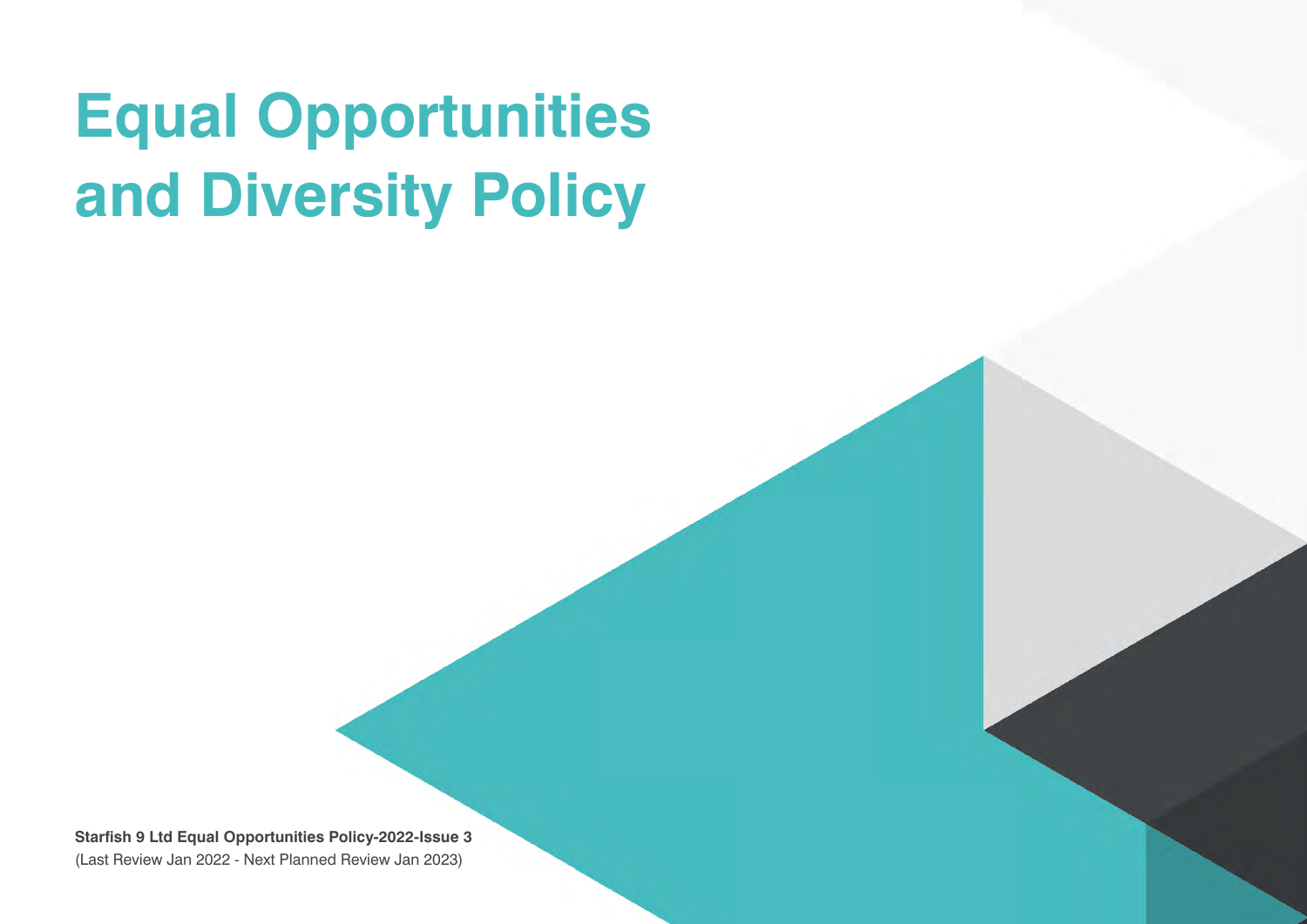# Equal Opportunities and Diversity Policy

**Starfish 9 Ltd Equal Opportunities Policy-2022-Issue 3**
(Last Review Jan 2022 - Next Planned Review Jan 2023)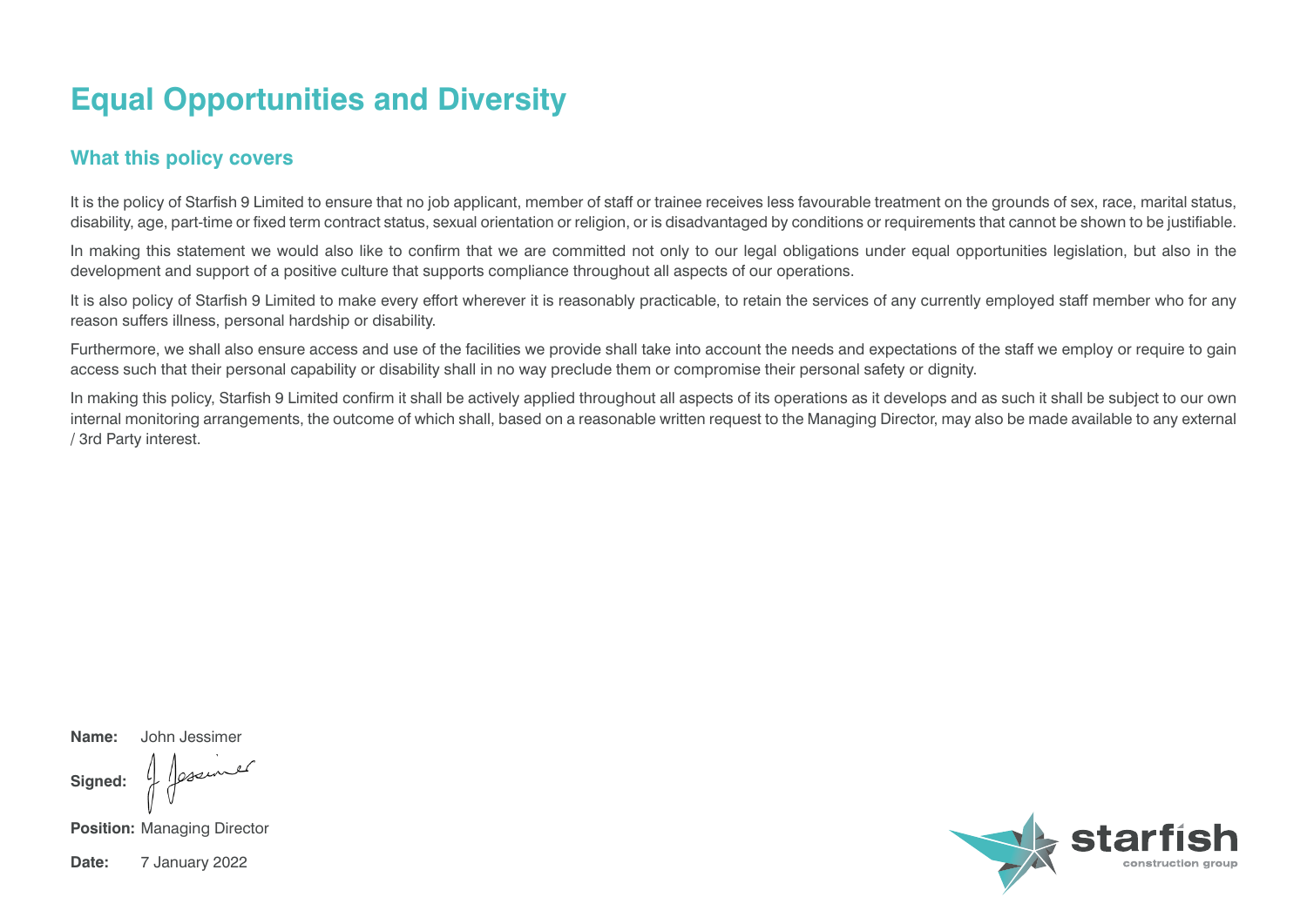# Equal Opportunities and Diversity

## What this policy covers

It is the policy of Starfish 9 Limited to ensure that no job applicant, member of staff or trainee receives less favourable treatment on the grounds of sex, race, marital status, disability, age, part-time or fixed term contract status, sexual orientation or religion, or is disadvantaged by conditions or requirements that cannot be shown to be justifiable.

In making this statement we would also like to confirm that we are committed not only to our legal obligations under equal opportunities legislation, but also in the development and support of a positive culture that supports compliance throughout all aspects of our operations.

It is also policy of Starfish 9 Limited to make every effort wherever it is reasonably practicable, to retain the services of any currently employed staff member who for any reason suffers illness, personal hardship or disability.

Furthermore, we shall also ensure access and use of the facilities we provide shall take into account the needs and expectations of the staff we employ or require to gain access such that their personal capability or disability shall in no way preclude them or compromise their personal safety or dignity.

In making this policy, Starfish 9 Limited confirm it shall be actively applied throughout all aspects of its operations as it develops and as such it shall be subject to our own internal monitoring arrangements, the outcome of which shall, based on a reasonable written request to the Managing Director, may also be made available to any external / 3rd Party interest.

**Name:** John Jessimer

**Signed:** J Jessimer

**Position:** Managing Director

**Date:** 7 January 2022

starfish construction group